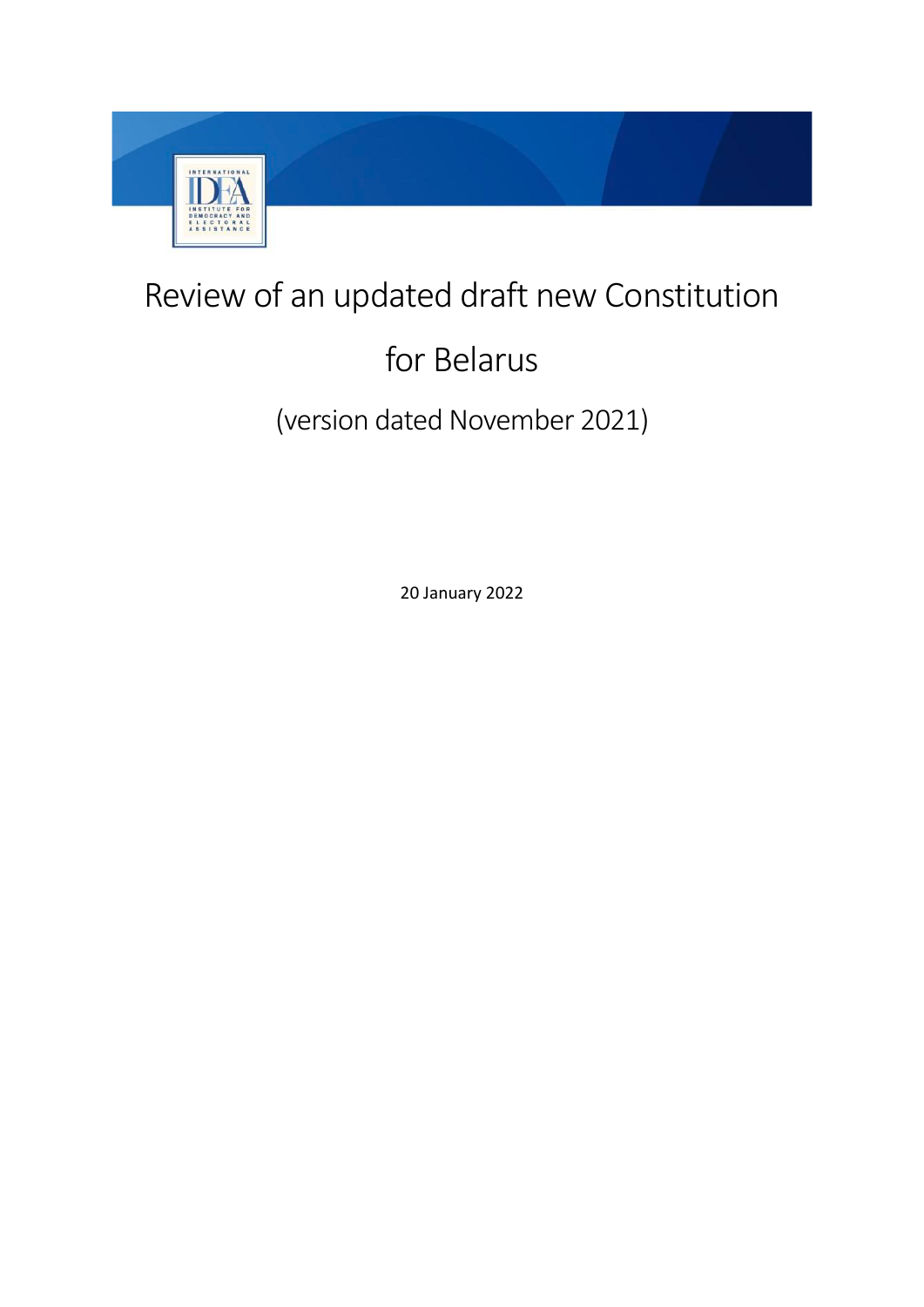# Review of an updated draft new Constitution for Belarus

## (version dated November 2021)

20 January 2022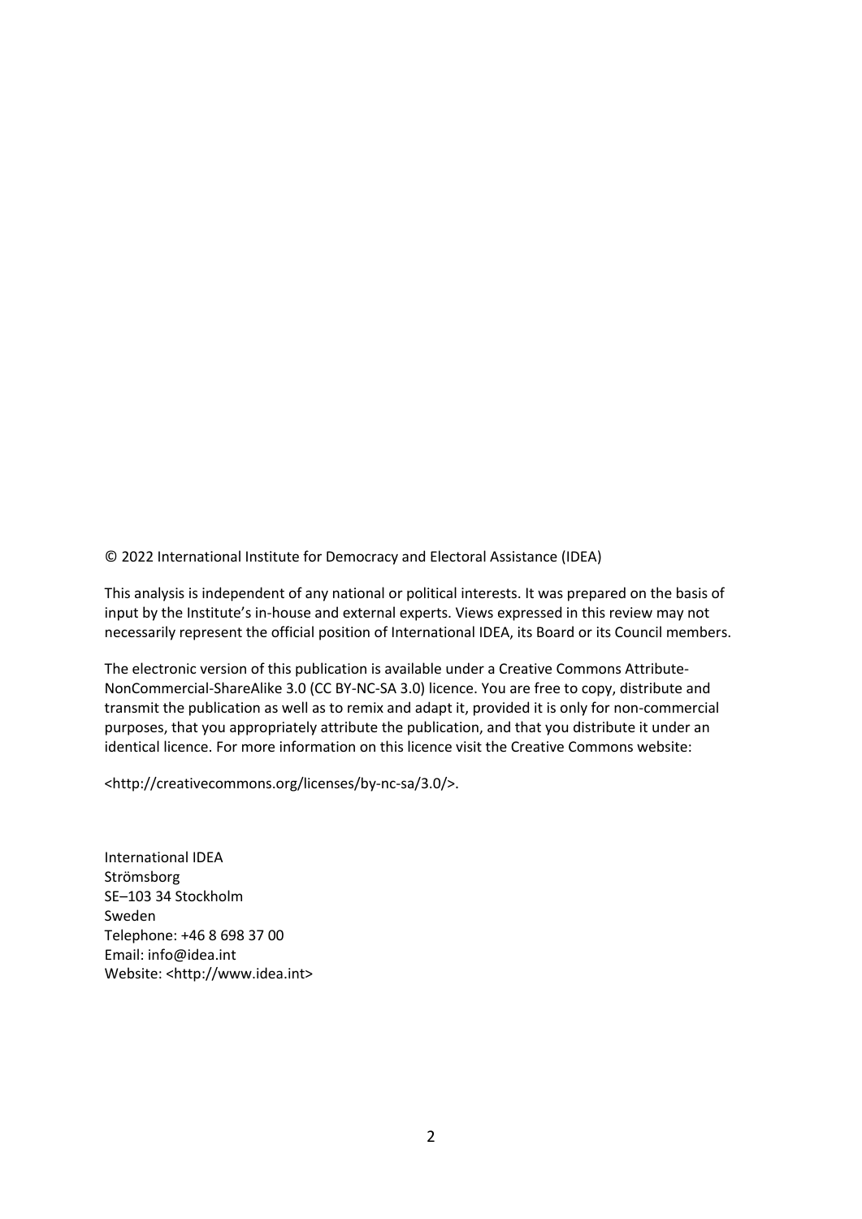© 2022 International Institute for Democracy and Electoral Assistance (IDEA)

This analysis is independent of any national or political interests. It was prepared on the basis of input by the Institute's in-house and external experts. Views expressed in this review may not necessarily represent the official position of International IDEA, its Board or its Council members.

The electronic version of this publication is available under a Creative Commons Attribute-NonCommercial-ShareAlike 3.0 (CC BY-NC-SA 3.0) licence. You are free to copy, distribute and transmit the publication as well as to remix and adapt it, provided it is only for non-commercial purposes, that you appropriately attribute the publication, and that you distribute it under an identical licence. For more information on this licence visit the Creative Commons website:

<http://creativecommons.org/licenses/by-nc-sa/3.0/>.

International IDEA  
Strömsborg  
SE–103 34 Stockholm  
Sweden  
Telephone: +46 8 698 37 00  
Email: info@idea.int  
Website: <http://www.idea.int>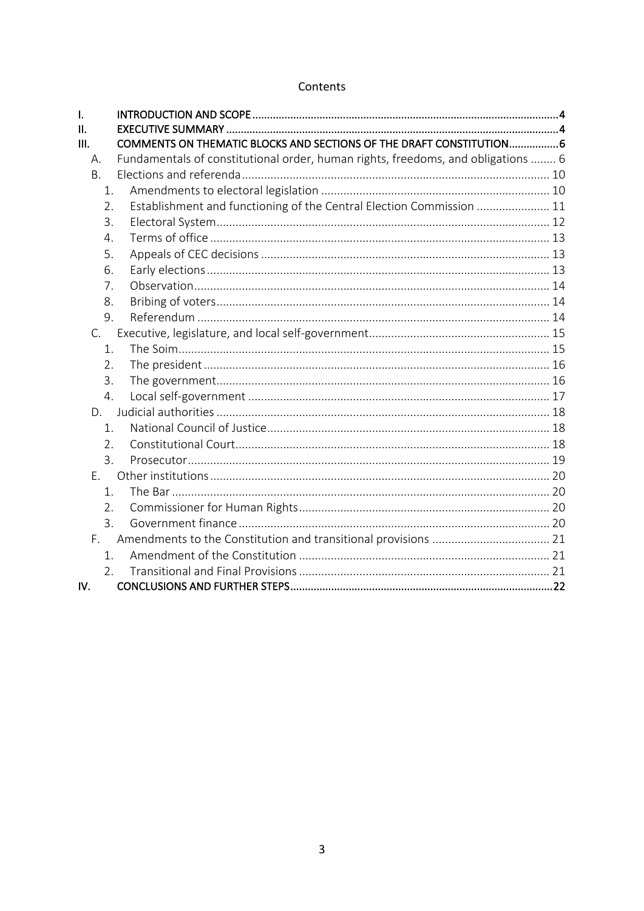Contents

- I. INTRODUCTION AND SCOPE ... 4
- II. EXECUTIVE SUMMARY ... 4
- III. COMMENTS ON THEMATIC BLOCKS AND SECTIONS OF THE DRAFT CONSTITUTION ... 6
  - A. Fundamentals of constitutional order, human rights, freedoms, and obligations ... 6
  - B. Elections and referenda ... 10
    1. Amendments to electoral legislation ... 10
    2. Establishment and functioning of the Central Election Commission ... 11
    3. Electoral System ... 12
    4. Terms of office ... 13
    5. Appeals of CEC decisions ... 13
    6. Early elections ... 13
    7. Observation ... 14
    8. Bribing of voters ... 14
    9. Referendum ... 14
  - C. Executive, legislature, and local self-government ... 15
    1. The Soim ... 15
    2. The president ... 16
    3. The government ... 16
    4. Local self-government ... 17
  - D. Judicial authorities ... 18
    1. National Council of Justice ... 18
    2. Constitutional Court ... 18
    3. Prosecutor ... 19
  - E. Other institutions ... 20
    1. The Bar ... 20
    2. Commissioner for Human Rights ... 20
    3. Government finance ... 20
  - F. Amendments to the Constitution and transitional provisions ... 21
    1. Amendment of the Constitution ... 21
    2. Transitional and Final Provisions ... 21
- IV. CONCLUSIONS AND FURTHER STEPS ... 22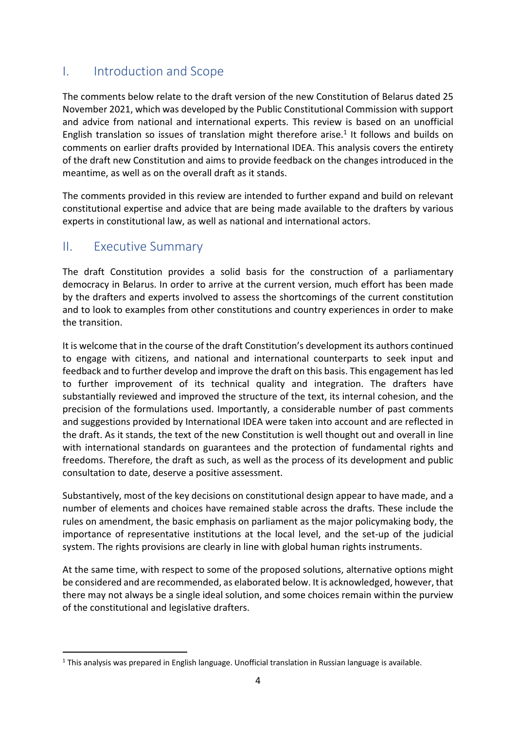## I. Introduction and Scope

The comments below relate to the draft version of the new Constitution of Belarus dated 25 November 2021, which was developed by the Public Constitutional Commission with support and advice from national and international experts. This review is based on an unofficial English translation so issues of translation might therefore arise.[1] It follows and builds on comments on earlier drafts provided by International IDEA. This analysis covers the entirety of the draft new Constitution and aims to provide feedback on the changes introduced in the meantime, as well as on the overall draft as it stands.

The comments provided in this review are intended to further expand and build on relevant constitutional expertise and advice that are being made available to the drafters by various experts in constitutional law, as well as national and international actors.

## II. Executive Summary

The draft Constitution provides a solid basis for the construction of a parliamentary democracy in Belarus. In order to arrive at the current version, much effort has been made by the drafters and experts involved to assess the shortcomings of the current constitution and to look to examples from other constitutions and country experiences in order to make the transition.

It is welcome that in the course of the draft Constitution's development its authors continued to engage with citizens, and national and international counterparts to seek input and feedback and to further develop and improve the draft on this basis. This engagement has led to further improvement of its technical quality and integration. The drafters have substantially reviewed and improved the structure of the text, its internal cohesion, and the precision of the formulations used. Importantly, a considerable number of past comments and suggestions provided by International IDEA were taken into account and are reflected in the draft. As it stands, the text of the new Constitution is well thought out and overall in line with international standards on guarantees and the protection of fundamental rights and freedoms. Therefore, the draft as such, as well as the process of its development and public consultation to date, deserve a positive assessment.

Substantively, most of the key decisions on constitutional design appear to have made, and a number of elements and choices have remained stable across the drafts. These include the rules on amendment, the basic emphasis on parliament as the major policymaking body, the importance of representative institutions at the local level, and the set-up of the judicial system. The rights provisions are clearly in line with global human rights instruments.

At the same time, with respect to some of the proposed solutions, alternative options might be considered and are recommended, as elaborated below. It is acknowledged, however, that there may not always be a single ideal solution, and some choices remain within the purview of the constitutional and legislative drafters.

---

[1] This analysis was prepared in English language. Unofficial translation in Russian language is available.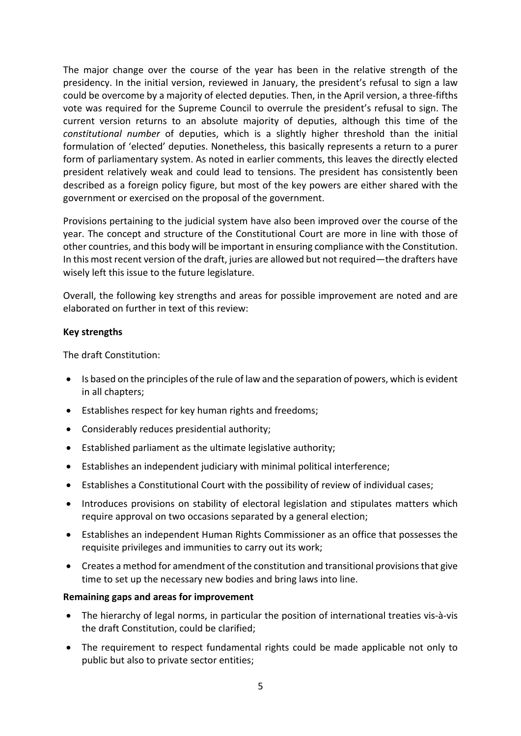The major change over the course of the year has been in the relative strength of the presidency. In the initial version, reviewed in January, the president's refusal to sign a law could be overcome by a majority of elected deputies. Then, in the April version, a three-fifths vote was required for the Supreme Council to overrule the president's refusal to sign. The current version returns to an absolute majority of deputies, although this time of the *constitutional number* of deputies, which is a slightly higher threshold than the initial formulation of 'elected' deputies. Nonetheless, this basically represents a return to a purer form of parliamentary system. As noted in earlier comments, this leaves the directly elected president relatively weak and could lead to tensions. The president has consistently been described as a foreign policy figure, but most of the key powers are either shared with the government or exercised on the proposal of the government.

Provisions pertaining to the judicial system have also been improved over the course of the year. The concept and structure of the Constitutional Court are more in line with those of other countries, and this body will be important in ensuring compliance with the Constitution. In this most recent version of the draft, juries are allowed but not required—the drafters have wisely left this issue to the future legislature.

Overall, the following key strengths and areas for possible improvement are noted and are elaborated on further in text of this review:

**Key strengths**

The draft Constitution:

- Is based on the principles of the rule of law and the separation of powers, which is evident in all chapters;
- Establishes respect for key human rights and freedoms;
- Considerably reduces presidential authority;
- Established parliament as the ultimate legislative authority;
- Establishes an independent judiciary with minimal political interference;
- Establishes a Constitutional Court with the possibility of review of individual cases;
- Introduces provisions on stability of electoral legislation and stipulates matters which require approval on two occasions separated by a general election;
- Establishes an independent Human Rights Commissioner as an office that possesses the requisite privileges and immunities to carry out its work;
- Creates a method for amendment of the constitution and transitional provisions that give time to set up the necessary new bodies and bring laws into line.

**Remaining gaps and areas for improvement**

- The hierarchy of legal norms, in particular the position of international treaties vis-à-vis the draft Constitution, could be clarified;
- The requirement to respect fundamental rights could be made applicable not only to public but also to private sector entities;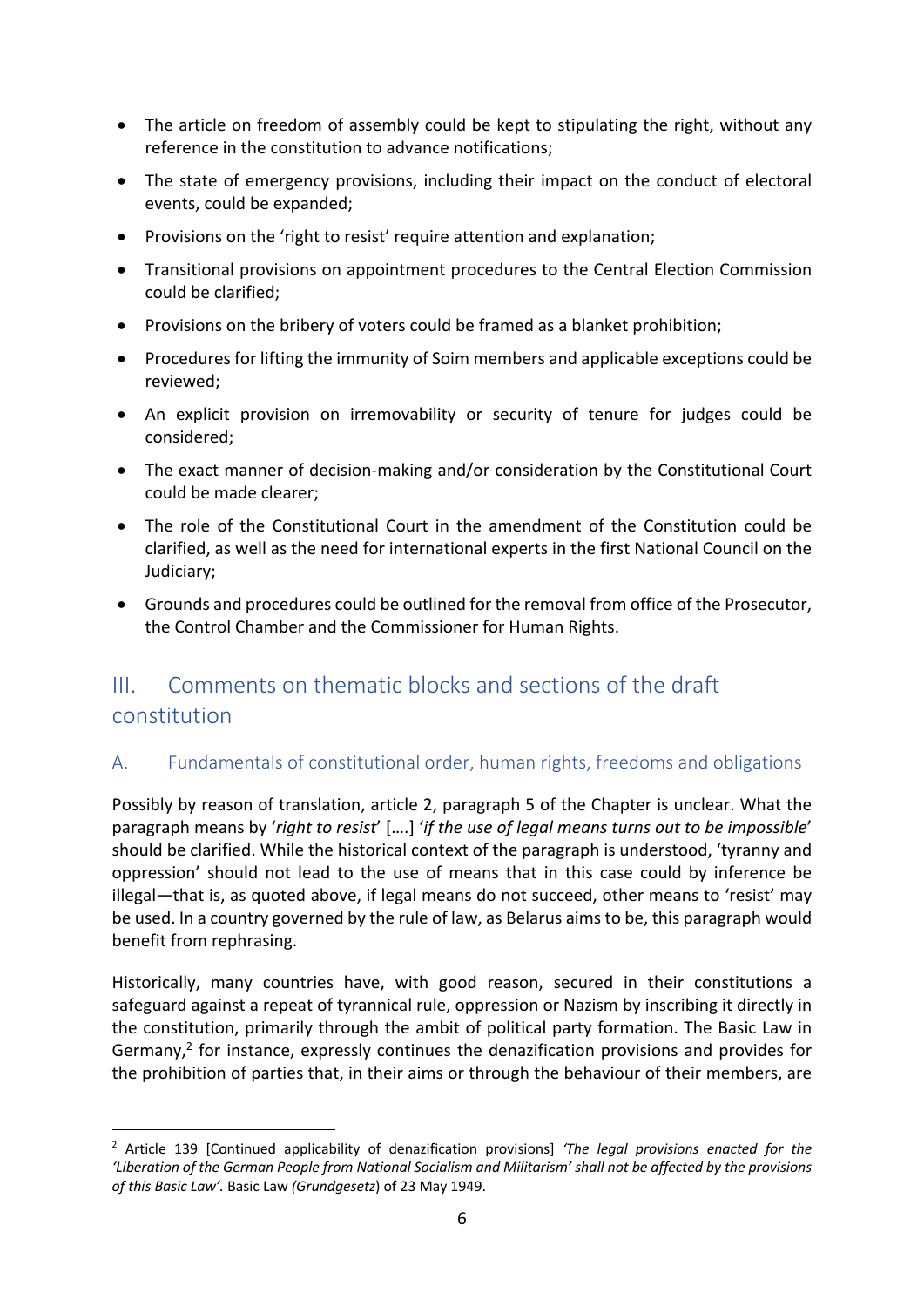- The article on freedom of assembly could be kept to stipulating the right, without any reference in the constitution to advance notifications;
- The state of emergency provisions, including their impact on the conduct of electoral events, could be expanded;
- Provisions on the 'right to resist' require attention and explanation;
- Transitional provisions on appointment procedures to the Central Election Commission could be clarified;
- Provisions on the bribery of voters could be framed as a blanket prohibition;
- Procedures for lifting the immunity of Soim members and applicable exceptions could be reviewed;
- An explicit provision on irremovability or security of tenure for judges could be considered;
- The exact manner of decision-making and/or consideration by the Constitutional Court could be made clearer;
- The role of the Constitutional Court in the amendment of the Constitution could be clarified, as well as the need for international experts in the first National Council on the Judiciary;
- Grounds and procedures could be outlined for the removal from office of the Prosecutor, the Control Chamber and the Commissioner for Human Rights.

## III. Comments on thematic blocks and sections of the draft constitution

### A. Fundamentals of constitutional order, human rights, freedoms and obligations

Possibly by reason of translation, article 2, paragraph 5 of the Chapter is unclear. What the paragraph means by '*right to resist*' [….] '*if the use of legal means turns out to be impossible*' should be clarified. While the historical context of the paragraph is understood, 'tyranny and oppression' should not lead to the use of means that in this case could by inference be illegal—that is, as quoted above, if legal means do not succeed, other means to 'resist' may be used. In a country governed by the rule of law, as Belarus aims to be, this paragraph would benefit from rephrasing.

Historically, many countries have, with good reason, secured in their constitutions a safeguard against a repeat of tyrannical rule, oppression or Nazism by inscribing it directly in the constitution, primarily through the ambit of political party formation. The Basic Law in Germany,[2] for instance, expressly continues the denazification provisions and provides for the prohibition of parties that, in their aims or through the behaviour of their members, are

[2] Article 139 [Continued applicability of denazification provisions] *'The legal provisions enacted for the 'Liberation of the German People from National Socialism and Militarism' shall not be affected by the provisions of this Basic Law'.* Basic Law *(Grundgesetz*) of 23 May 1949.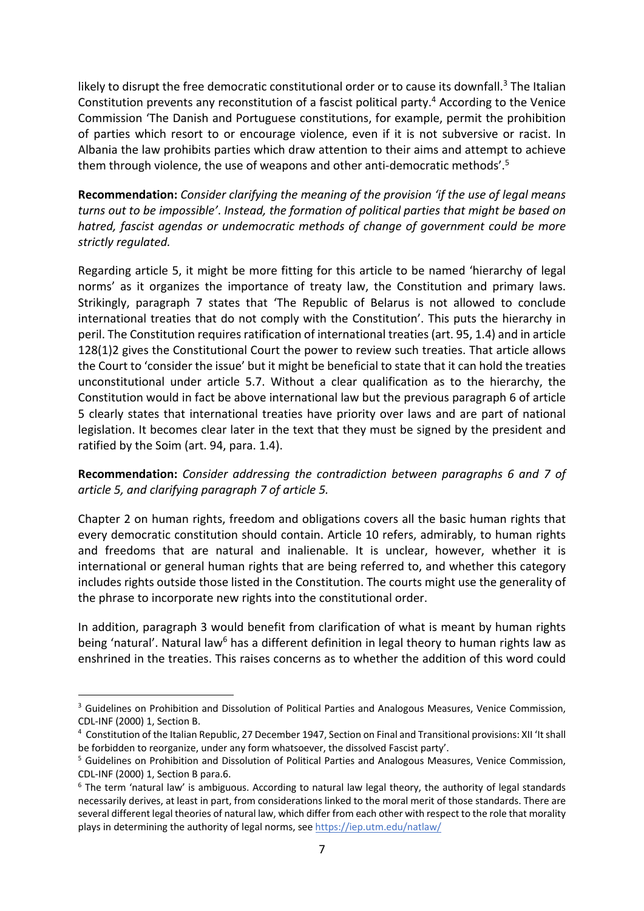likely to disrupt the free democratic constitutional order or to cause its downfall.[3] The Italian Constitution prevents any reconstitution of a fascist political party.[4] According to the Venice Commission 'The Danish and Portuguese constitutions, for example, permit the prohibition of parties which resort to or encourage violence, even if it is not subversive or racist. In Albania the law prohibits parties which draw attention to their aims and attempt to achieve them through violence, the use of weapons and other anti-democratic methods'.[5]

**Recommendation:** *Consider clarifying the meaning of the provision 'if the use of legal means turns out to be impossible'. Instead, the formation of political parties that might be based on hatred, fascist agendas or undemocratic methods of change of government could be more strictly regulated.*

Regarding article 5, it might be more fitting for this article to be named 'hierarchy of legal norms' as it organizes the importance of treaty law, the Constitution and primary laws. Strikingly, paragraph 7 states that 'The Republic of Belarus is not allowed to conclude international treaties that do not comply with the Constitution'. This puts the hierarchy in peril. The Constitution requires ratification of international treaties (art. 95, 1.4) and in article 128(1)2 gives the Constitutional Court the power to review such treaties. That article allows the Court to 'consider the issue' but it might be beneficial to state that it can hold the treaties unconstitutional under article 5.7. Without a clear qualification as to the hierarchy, the Constitution would in fact be above international law but the previous paragraph 6 of article 5 clearly states that international treaties have priority over laws and are part of national legislation. It becomes clear later in the text that they must be signed by the president and ratified by the Soim (art. 94, para. 1.4).

**Recommendation:** *Consider addressing the contradiction between paragraphs 6 and 7 of article 5, and clarifying paragraph 7 of article 5.*

Chapter 2 on human rights, freedom and obligations covers all the basic human rights that every democratic constitution should contain. Article 10 refers, admirably, to human rights and freedoms that are natural and inalienable. It is unclear, however, whether it is international or general human rights that are being referred to, and whether this category includes rights outside those listed in the Constitution. The courts might use the generality of the phrase to incorporate new rights into the constitutional order.

In addition, paragraph 3 would benefit from clarification of what is meant by human rights being 'natural'. Natural law[6] has a different definition in legal theory to human rights law as enshrined in the treaties. This raises concerns as to whether the addition of this word could

---

[3] Guidelines on Prohibition and Dissolution of Political Parties and Analogous Measures, Venice Commission, CDL-INF (2000) 1, Section B.

[4] Constitution of the Italian Republic, 27 December 1947, Section on Final and Transitional provisions: XII 'It shall be forbidden to reorganize, under any form whatsoever, the dissolved Fascist party'.

[5] Guidelines on Prohibition and Dissolution of Political Parties and Analogous Measures, Venice Commission, CDL-INF (2000) 1, Section B para.6.

[6] The term 'natural law' is ambiguous. According to natural law legal theory, the authority of legal standards necessarily derives, at least in part, from considerations linked to the moral merit of those standards. There are several different legal theories of natural law, which differ from each other with respect to the role that morality plays in determining the authority of legal norms, see https://iep.utm.edu/natlaw/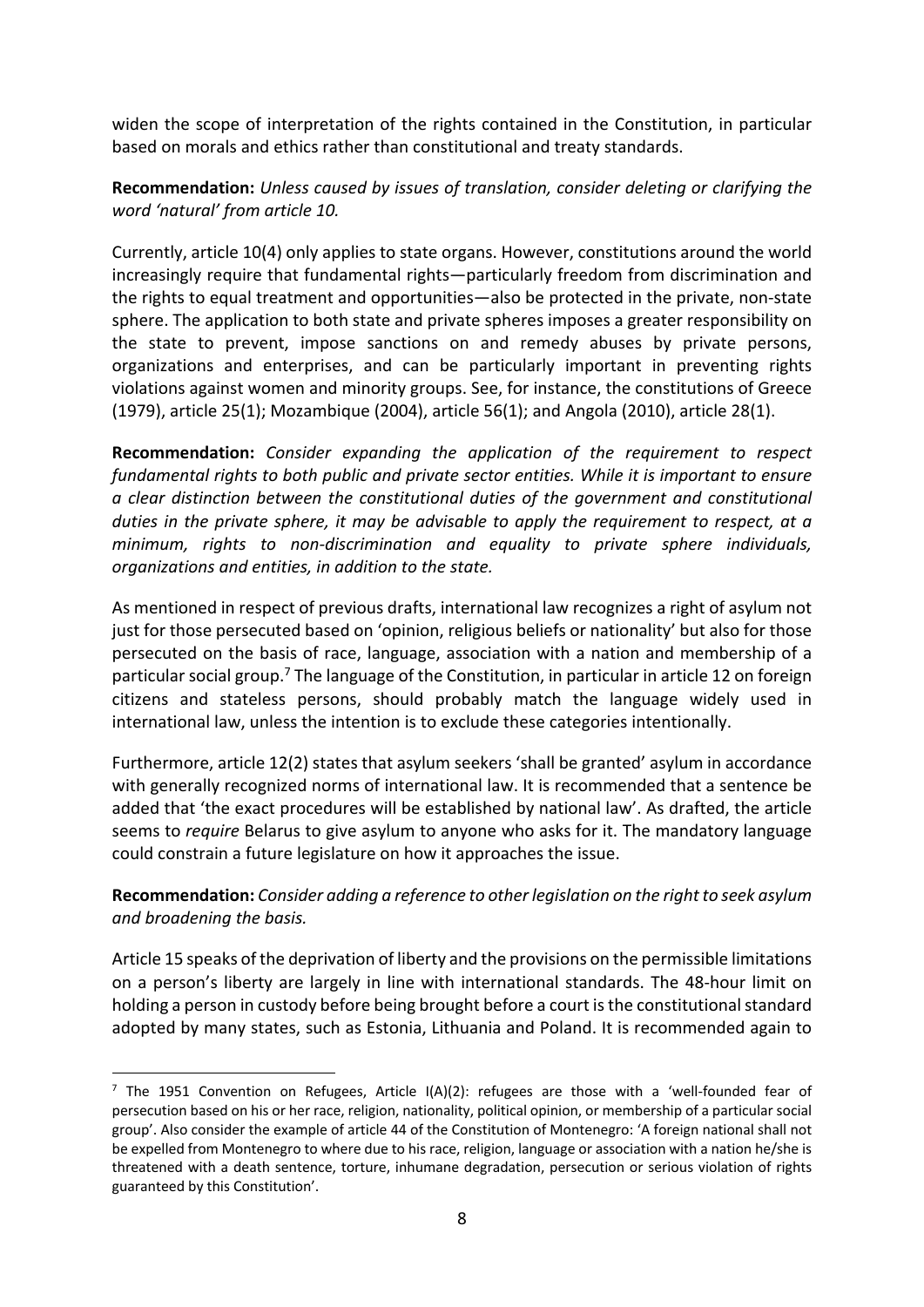widen the scope of interpretation of the rights contained in the Constitution, in particular based on morals and ethics rather than constitutional and treaty standards.

**Recommendation:** *Unless caused by issues of translation, consider deleting or clarifying the word 'natural' from article 10.*

Currently, article 10(4) only applies to state organs. However, constitutions around the world increasingly require that fundamental rights—particularly freedom from discrimination and the rights to equal treatment and opportunities—also be protected in the private, non-state sphere. The application to both state and private spheres imposes a greater responsibility on the state to prevent, impose sanctions on and remedy abuses by private persons, organizations and enterprises, and can be particularly important in preventing rights violations against women and minority groups. See, for instance, the constitutions of Greece (1979), article 25(1); Mozambique (2004), article 56(1); and Angola (2010), article 28(1).

**Recommendation:** *Consider expanding the application of the requirement to respect fundamental rights to both public and private sector entities. While it is important to ensure a clear distinction between the constitutional duties of the government and constitutional duties in the private sphere, it may be advisable to apply the requirement to respect, at a minimum, rights to non-discrimination and equality to private sphere individuals, organizations and entities, in addition to the state.*

As mentioned in respect of previous drafts, international law recognizes a right of asylum not just for those persecuted based on 'opinion, religious beliefs or nationality' but also for those persecuted on the basis of race, language, association with a nation and membership of a particular social group.[7] The language of the Constitution, in particular in article 12 on foreign citizens and stateless persons, should probably match the language widely used in international law, unless the intention is to exclude these categories intentionally.

Furthermore, article 12(2) states that asylum seekers 'shall be granted' asylum in accordance with generally recognized norms of international law. It is recommended that a sentence be added that 'the exact procedures will be established by national law'. As drafted, the article seems to *require* Belarus to give asylum to anyone who asks for it. The mandatory language could constrain a future legislature on how it approaches the issue.

**Recommendation:** *Consider adding a reference to other legislation on the right to seek asylum and broadening the basis.*

Article 15 speaks of the deprivation of liberty and the provisions on the permissible limitations on a person's liberty are largely in line with international standards. The 48-hour limit on holding a person in custody before being brought before a court is the constitutional standard adopted by many states, such as Estonia, Lithuania and Poland. It is recommended again to

---

[7] The 1951 Convention on Refugees, Article I(A)(2): refugees are those with a 'well-founded fear of persecution based on his or her race, religion, nationality, political opinion, or membership of a particular social group'. Also consider the example of article 44 of the Constitution of Montenegro: 'A foreign national shall not be expelled from Montenegro to where due to his race, religion, language or association with a nation he/she is threatened with a death sentence, torture, inhumane degradation, persecution or serious violation of rights guaranteed by this Constitution'.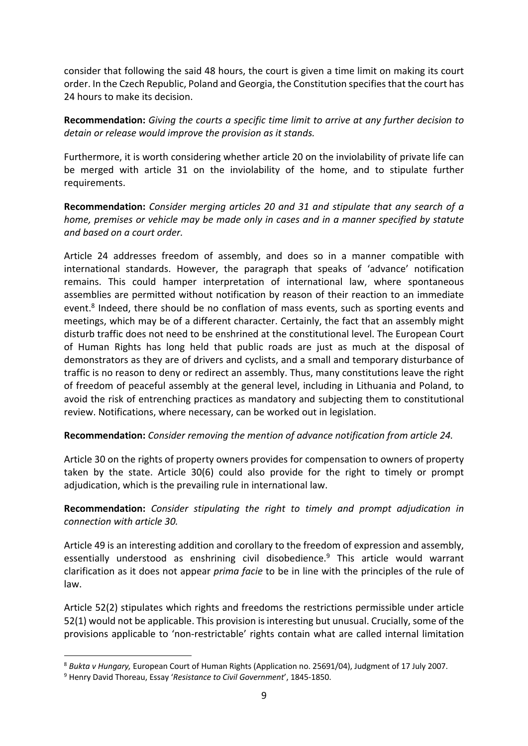consider that following the said 48 hours, the court is given a time limit on making its court order. In the Czech Republic, Poland and Georgia, the Constitution specifies that the court has 24 hours to make its decision.

**Recommendation:** *Giving the courts a specific time limit to arrive at any further decision to detain or release would improve the provision as it stands.*

Furthermore, it is worth considering whether article 20 on the inviolability of private life can be merged with article 31 on the inviolability of the home, and to stipulate further requirements.

**Recommendation:** *Consider merging articles 20 and 31 and stipulate that any search of a home, premises or vehicle may be made only in cases and in a manner specified by statute and based on a court order.*

Article 24 addresses freedom of assembly, and does so in a manner compatible with international standards. However, the paragraph that speaks of 'advance' notification remains. This could hamper interpretation of international law, where spontaneous assemblies are permitted without notification by reason of their reaction to an immediate event.[8] Indeed, there should be no conflation of mass events, such as sporting events and meetings, which may be of a different character. Certainly, the fact that an assembly might disturb traffic does not need to be enshrined at the constitutional level. The European Court of Human Rights has long held that public roads are just as much at the disposal of demonstrators as they are of drivers and cyclists, and a small and temporary disturbance of traffic is no reason to deny or redirect an assembly. Thus, many constitutions leave the right of freedom of peaceful assembly at the general level, including in Lithuania and Poland, to avoid the risk of entrenching practices as mandatory and subjecting them to constitutional review. Notifications, where necessary, can be worked out in legislation.

**Recommendation:** *Consider removing the mention of advance notification from article 24.*

Article 30 on the rights of property owners provides for compensation to owners of property taken by the state. Article 30(6) could also provide for the right to timely or prompt adjudication, which is the prevailing rule in international law.

**Recommendation:** *Consider stipulating the right to timely and prompt adjudication in connection with article 30.*

Article 49 is an interesting addition and corollary to the freedom of expression and assembly, essentially understood as enshrining civil disobedience.[9] This article would warrant clarification as it does not appear *prima facie* to be in line with the principles of the rule of law.

Article 52(2) stipulates which rights and freedoms the restrictions permissible under article 52(1) would not be applicable. This provision is interesting but unusual. Crucially, some of the provisions applicable to 'non-restrictable' rights contain what are called internal limitation

---

[8] *Bukta v Hungary,* European Court of Human Rights (Application no. 25691/04), Judgment of 17 July 2007.

[9] Henry David Thoreau, Essay '*Resistance to Civil Government*', 1845-1850.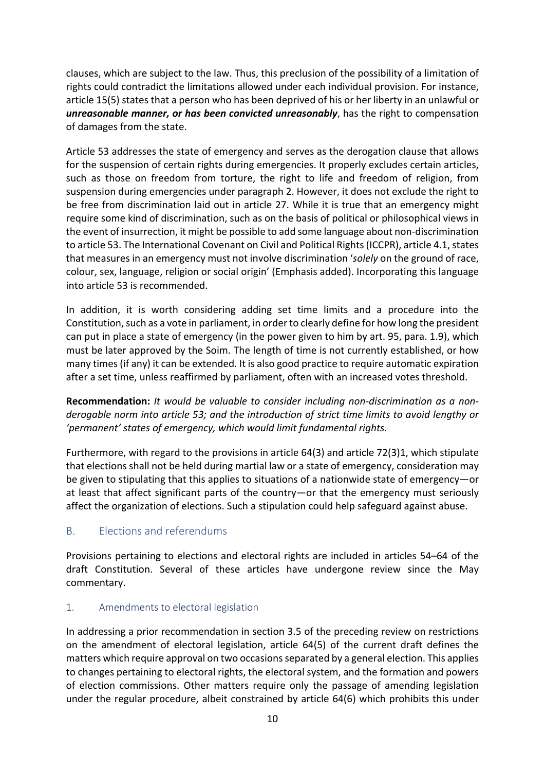clauses, which are subject to the law. Thus, this preclusion of the possibility of a limitation of rights could contradict the limitations allowed under each individual provision. For instance, article 15(5) states that a person who has been deprived of his or her liberty in an unlawful or ***unreasonable manner, or has been convicted unreasonably***, has the right to compensation of damages from the state.

Article 53 addresses the state of emergency and serves as the derogation clause that allows for the suspension of certain rights during emergencies. It properly excludes certain articles, such as those on freedom from torture, the right to life and freedom of religion, from suspension during emergencies under paragraph 2. However, it does not exclude the right to be free from discrimination laid out in article 27. While it is true that an emergency might require some kind of discrimination, such as on the basis of political or philosophical views in the event of insurrection, it might be possible to add some language about non-discrimination to article 53. The International Covenant on Civil and Political Rights (ICCPR), article 4.1, states that measures in an emergency must not involve discrimination '*solely* on the ground of race, colour, sex, language, religion or social origin' (Emphasis added). Incorporating this language into article 53 is recommended.

In addition, it is worth considering adding set time limits and a procedure into the Constitution, such as a vote in parliament, in order to clearly define for how long the president can put in place a state of emergency (in the power given to him by art. 95, para. 1.9), which must be later approved by the Soim. The length of time is not currently established, or how many times (if any) it can be extended. It is also good practice to require automatic expiration after a set time, unless reaffirmed by parliament, often with an increased votes threshold.

**Recommendation:** *It would be valuable to consider including non-discrimination as a non-derogable norm into article 53; and the introduction of strict time limits to avoid lengthy or 'permanent' states of emergency, which would limit fundamental rights.*

Furthermore, with regard to the provisions in article 64(3) and article 72(3)1, which stipulate that elections shall not be held during martial law or a state of emergency, consideration may be given to stipulating that this applies to situations of a nationwide state of emergency—or at least that affect significant parts of the country—or that the emergency must seriously affect the organization of elections. Such a stipulation could help safeguard against abuse.

## B. Elections and referendums

Provisions pertaining to elections and electoral rights are included in articles 54–64 of the draft Constitution. Several of these articles have undergone review since the May commentary.

### 1. Amendments to electoral legislation

In addressing a prior recommendation in section 3.5 of the preceding review on restrictions on the amendment of electoral legislation, article 64(5) of the current draft defines the matters which require approval on two occasions separated by a general election. This applies to changes pertaining to electoral rights, the electoral system, and the formation and powers of election commissions. Other matters require only the passage of amending legislation under the regular procedure, albeit constrained by article 64(6) which prohibits this under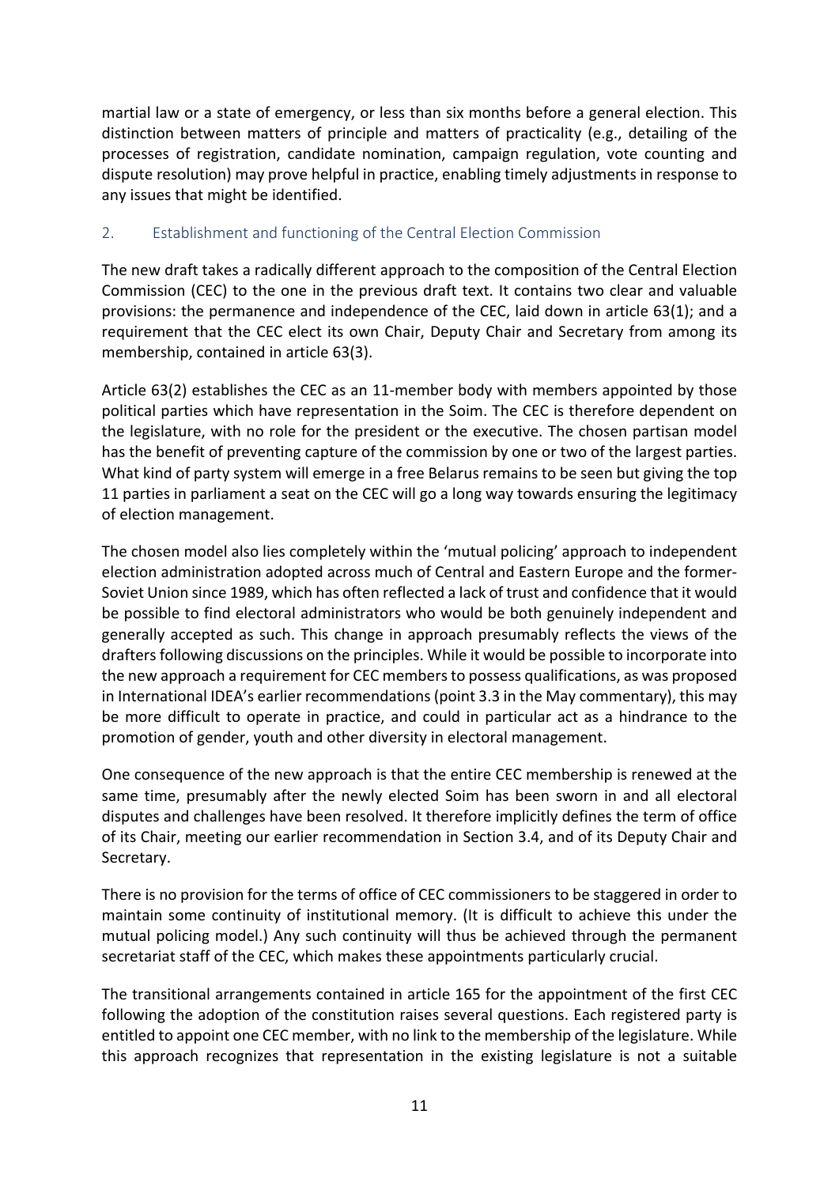martial law or a state of emergency, or less than six months before a general election. This distinction between matters of principle and matters of practicality (e.g., detailing of the processes of registration, candidate nomination, campaign regulation, vote counting and dispute resolution) may prove helpful in practice, enabling timely adjustments in response to any issues that might be identified.

## 2. Establishment and functioning of the Central Election Commission

The new draft takes a radically different approach to the composition of the Central Election Commission (CEC) to the one in the previous draft text. It contains two clear and valuable provisions: the permanence and independence of the CEC, laid down in article 63(1); and a requirement that the CEC elect its own Chair, Deputy Chair and Secretary from among its membership, contained in article 63(3).

Article 63(2) establishes the CEC as an 11-member body with members appointed by those political parties which have representation in the Soim. The CEC is therefore dependent on the legislature, with no role for the president or the executive. The chosen partisan model has the benefit of preventing capture of the commission by one or two of the largest parties. What kind of party system will emerge in a free Belarus remains to be seen but giving the top 11 parties in parliament a seat on the CEC will go a long way towards ensuring the legitimacy of election management.

The chosen model also lies completely within the 'mutual policing' approach to independent election administration adopted across much of Central and Eastern Europe and the former-Soviet Union since 1989, which has often reflected a lack of trust and confidence that it would be possible to find electoral administrators who would be both genuinely independent and generally accepted as such. This change in approach presumably reflects the views of the drafters following discussions on the principles. While it would be possible to incorporate into the new approach a requirement for CEC members to possess qualifications, as was proposed in International IDEA's earlier recommendations (point 3.3 in the May commentary), this may be more difficult to operate in practice, and could in particular act as a hindrance to the promotion of gender, youth and other diversity in electoral management.

One consequence of the new approach is that the entire CEC membership is renewed at the same time, presumably after the newly elected Soim has been sworn in and all electoral disputes and challenges have been resolved. It therefore implicitly defines the term of office of its Chair, meeting our earlier recommendation in Section 3.4, and of its Deputy Chair and Secretary.

There is no provision for the terms of office of CEC commissioners to be staggered in order to maintain some continuity of institutional memory. (It is difficult to achieve this under the mutual policing model.) Any such continuity will thus be achieved through the permanent secretariat staff of the CEC, which makes these appointments particularly crucial.

The transitional arrangements contained in article 165 for the appointment of the first CEC following the adoption of the constitution raises several questions. Each registered party is entitled to appoint one CEC member, with no link to the membership of the legislature. While this approach recognizes that representation in the existing legislature is not a suitable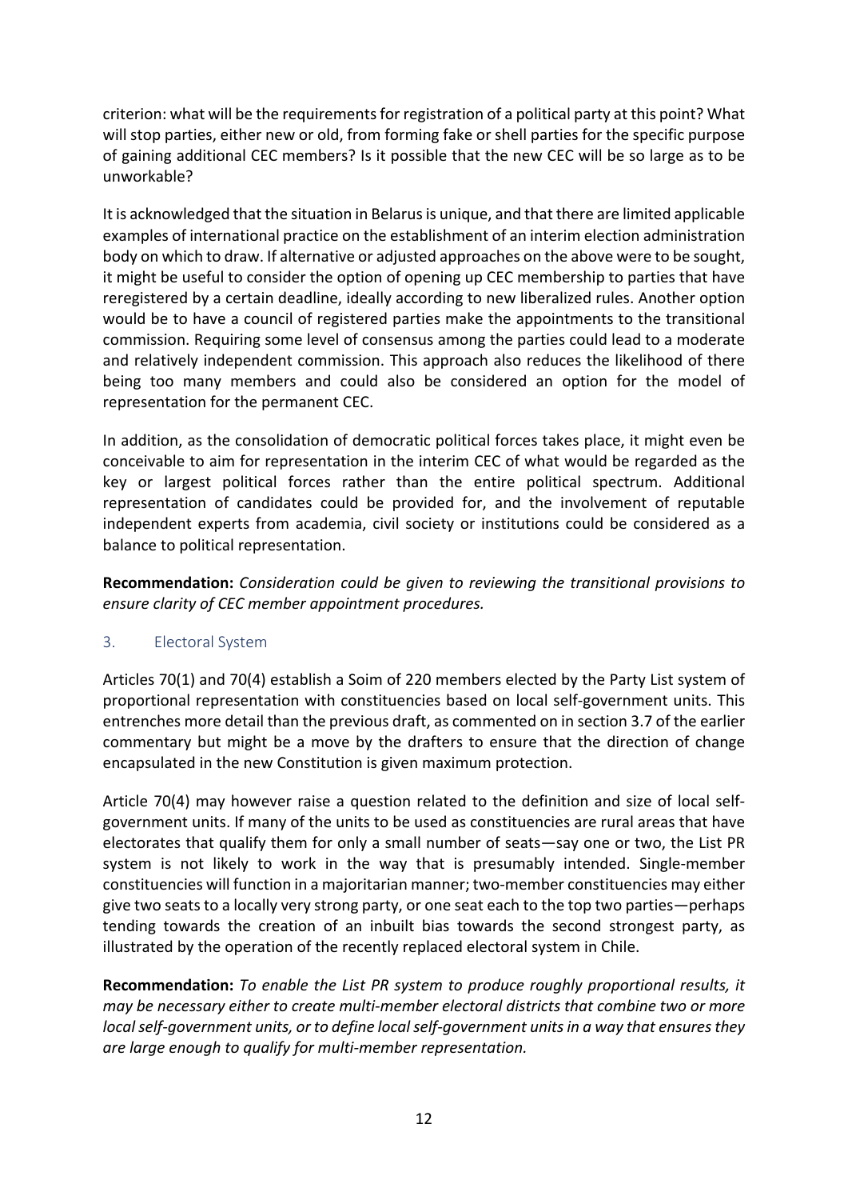criterion: what will be the requirements for registration of a political party at this point? What will stop parties, either new or old, from forming fake or shell parties for the specific purpose of gaining additional CEC members? Is it possible that the new CEC will be so large as to be unworkable?

It is acknowledged that the situation in Belarus is unique, and that there are limited applicable examples of international practice on the establishment of an interim election administration body on which to draw. If alternative or adjusted approaches on the above were to be sought, it might be useful to consider the option of opening up CEC membership to parties that have reregistered by a certain deadline, ideally according to new liberalized rules. Another option would be to have a council of registered parties make the appointments to the transitional commission. Requiring some level of consensus among the parties could lead to a moderate and relatively independent commission. This approach also reduces the likelihood of there being too many members and could also be considered an option for the model of representation for the permanent CEC.

In addition, as the consolidation of democratic political forces takes place, it might even be conceivable to aim for representation in the interim CEC of what would be regarded as the key or largest political forces rather than the entire political spectrum. Additional representation of candidates could be provided for, and the involvement of reputable independent experts from academia, civil society or institutions could be considered as a balance to political representation.

**Recommendation:** *Consideration could be given to reviewing the transitional provisions to ensure clarity of CEC member appointment procedures.*

## 3. Electoral System

Articles 70(1) and 70(4) establish a Soim of 220 members elected by the Party List system of proportional representation with constituencies based on local self-government units. This entrenches more detail than the previous draft, as commented on in section 3.7 of the earlier commentary but might be a move by the drafters to ensure that the direction of change encapsulated in the new Constitution is given maximum protection.

Article 70(4) may however raise a question related to the definition and size of local self-government units. If many of the units to be used as constituencies are rural areas that have electorates that qualify them for only a small number of seats—say one or two, the List PR system is not likely to work in the way that is presumably intended. Single-member constituencies will function in a majoritarian manner; two-member constituencies may either give two seats to a locally very strong party, or one seat each to the top two parties—perhaps tending towards the creation of an inbuilt bias towards the second strongest party, as illustrated by the operation of the recently replaced electoral system in Chile.

**Recommendation:** *To enable the List PR system to produce roughly proportional results, it may be necessary either to create multi-member electoral districts that combine two or more local self-government units, or to define local self-government units in a way that ensures they are large enough to qualify for multi-member representation.*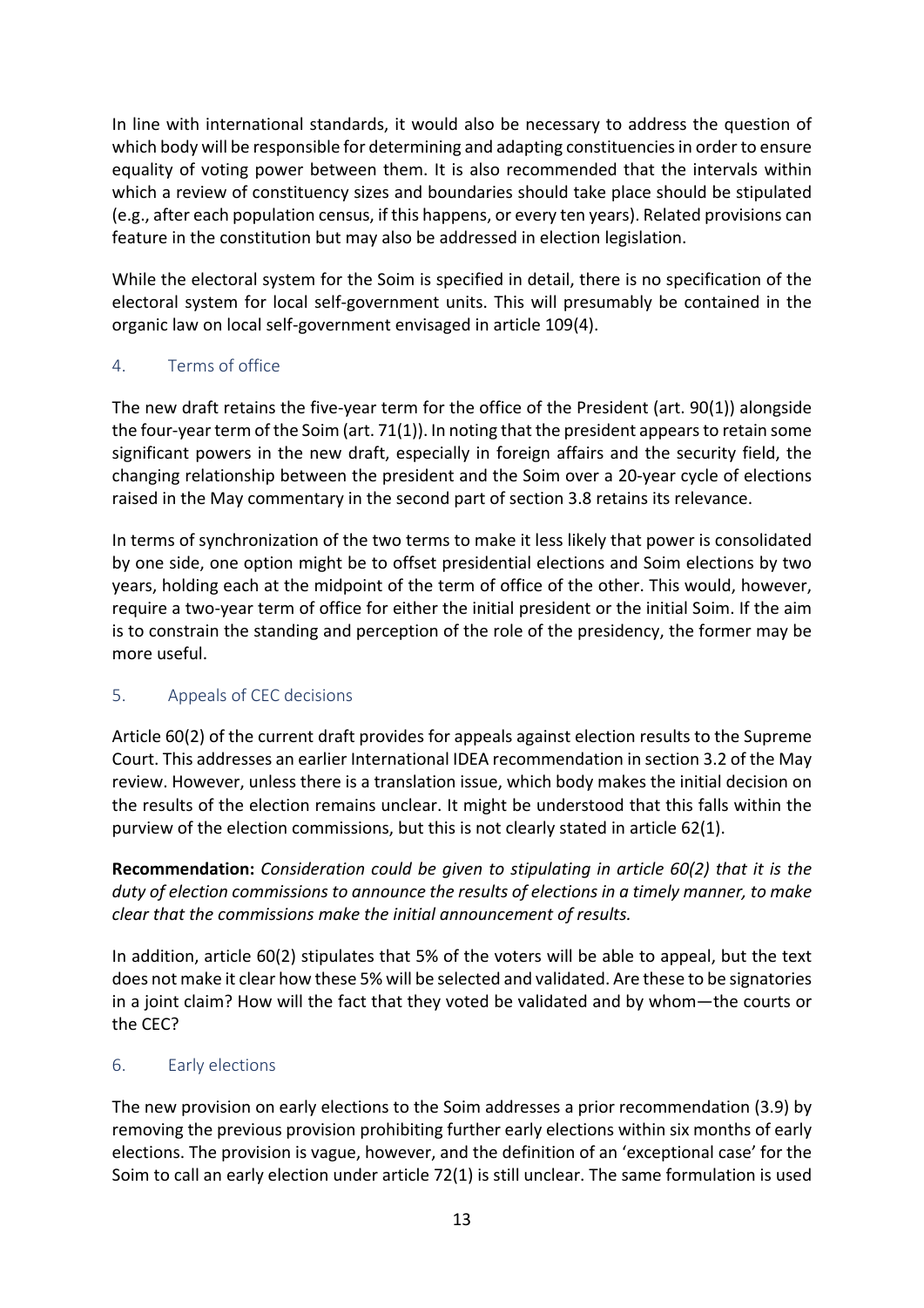In line with international standards, it would also be necessary to address the question of which body will be responsible for determining and adapting constituencies in order to ensure equality of voting power between them. It is also recommended that the intervals within which a review of constituency sizes and boundaries should take place should be stipulated (e.g., after each population census, if this happens, or every ten years). Related provisions can feature in the constitution but may also be addressed in election legislation.

While the electoral system for the Soim is specified in detail, there is no specification of the electoral system for local self-government units. This will presumably be contained in the organic law on local self-government envisaged in article 109(4).

## 4. Terms of office

The new draft retains the five-year term for the office of the President (art. 90(1)) alongside the four-year term of the Soim (art. 71(1)). In noting that the president appears to retain some significant powers in the new draft, especially in foreign affairs and the security field, the changing relationship between the president and the Soim over a 20-year cycle of elections raised in the May commentary in the second part of section 3.8 retains its relevance.

In terms of synchronization of the two terms to make it less likely that power is consolidated by one side, one option might be to offset presidential elections and Soim elections by two years, holding each at the midpoint of the term of office of the other. This would, however, require a two-year term of office for either the initial president or the initial Soim. If the aim is to constrain the standing and perception of the role of the presidency, the former may be more useful.

## 5. Appeals of CEC decisions

Article 60(2) of the current draft provides for appeals against election results to the Supreme Court. This addresses an earlier International IDEA recommendation in section 3.2 of the May review. However, unless there is a translation issue, which body makes the initial decision on the results of the election remains unclear. It might be understood that this falls within the purview of the election commissions, but this is not clearly stated in article 62(1).

**Recommendation:** *Consideration could be given to stipulating in article 60(2) that it is the duty of election commissions to announce the results of elections in a timely manner, to make clear that the commissions make the initial announcement of results.*

In addition, article 60(2) stipulates that 5% of the voters will be able to appeal, but the text does not make it clear how these 5% will be selected and validated. Are these to be signatories in a joint claim? How will the fact that they voted be validated and by whom—the courts or the CEC?

## 6. Early elections

The new provision on early elections to the Soim addresses a prior recommendation (3.9) by removing the previous provision prohibiting further early elections within six months of early elections. The provision is vague, however, and the definition of an 'exceptional case' for the Soim to call an early election under article 72(1) is still unclear. The same formulation is used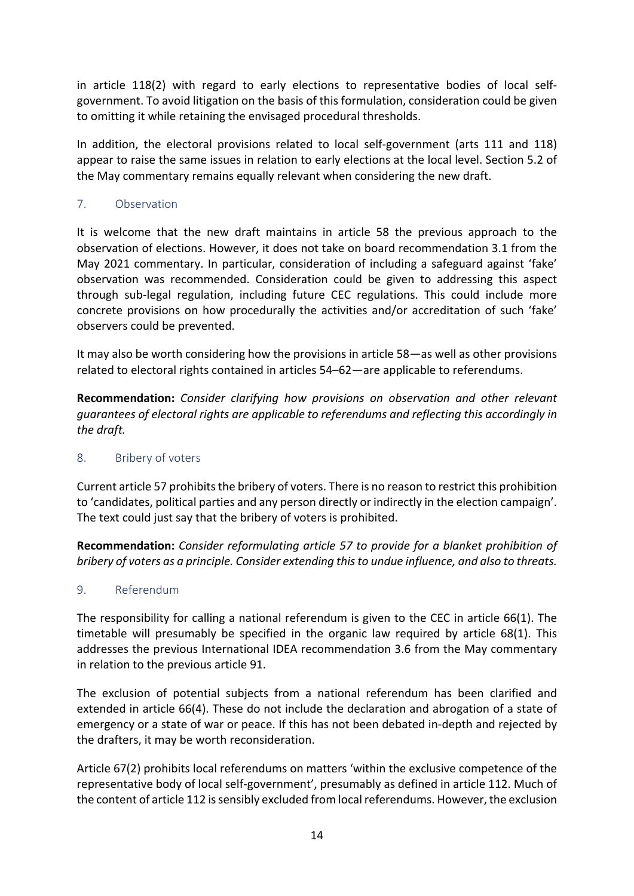in article 118(2) with regard to early elections to representative bodies of local self-government. To avoid litigation on the basis of this formulation, consideration could be given to omitting it while retaining the envisaged procedural thresholds.

In addition, the electoral provisions related to local self-government (arts 111 and 118) appear to raise the same issues in relation to early elections at the local level. Section 5.2 of the May commentary remains equally relevant when considering the new draft.

## 7. Observation

It is welcome that the new draft maintains in article 58 the previous approach to the observation of elections. However, it does not take on board recommendation 3.1 from the May 2021 commentary. In particular, consideration of including a safeguard against 'fake' observation was recommended. Consideration could be given to addressing this aspect through sub-legal regulation, including future CEC regulations. This could include more concrete provisions on how procedurally the activities and/or accreditation of such 'fake' observers could be prevented.

It may also be worth considering how the provisions in article 58—as well as other provisions related to electoral rights contained in articles 54–62—are applicable to referendums.

**Recommendation:** *Consider clarifying how provisions on observation and other relevant guarantees of electoral rights are applicable to referendums and reflecting this accordingly in the draft.*

## 8. Bribery of voters

Current article 57 prohibits the bribery of voters. There is no reason to restrict this prohibition to 'candidates, political parties and any person directly or indirectly in the election campaign'. The text could just say that the bribery of voters is prohibited.

**Recommendation:** *Consider reformulating article 57 to provide for a blanket prohibition of bribery of voters as a principle. Consider extending this to undue influence, and also to threats.*

## 9. Referendum

The responsibility for calling a national referendum is given to the CEC in article 66(1). The timetable will presumably be specified in the organic law required by article 68(1). This addresses the previous International IDEA recommendation 3.6 from the May commentary in relation to the previous article 91.

The exclusion of potential subjects from a national referendum has been clarified and extended in article 66(4). These do not include the declaration and abrogation of a state of emergency or a state of war or peace. If this has not been debated in-depth and rejected by the drafters, it may be worth reconsideration.

Article 67(2) prohibits local referendums on matters 'within the exclusive competence of the representative body of local self-government', presumably as defined in article 112. Much of the content of article 112 is sensibly excluded from local referendums. However, the exclusion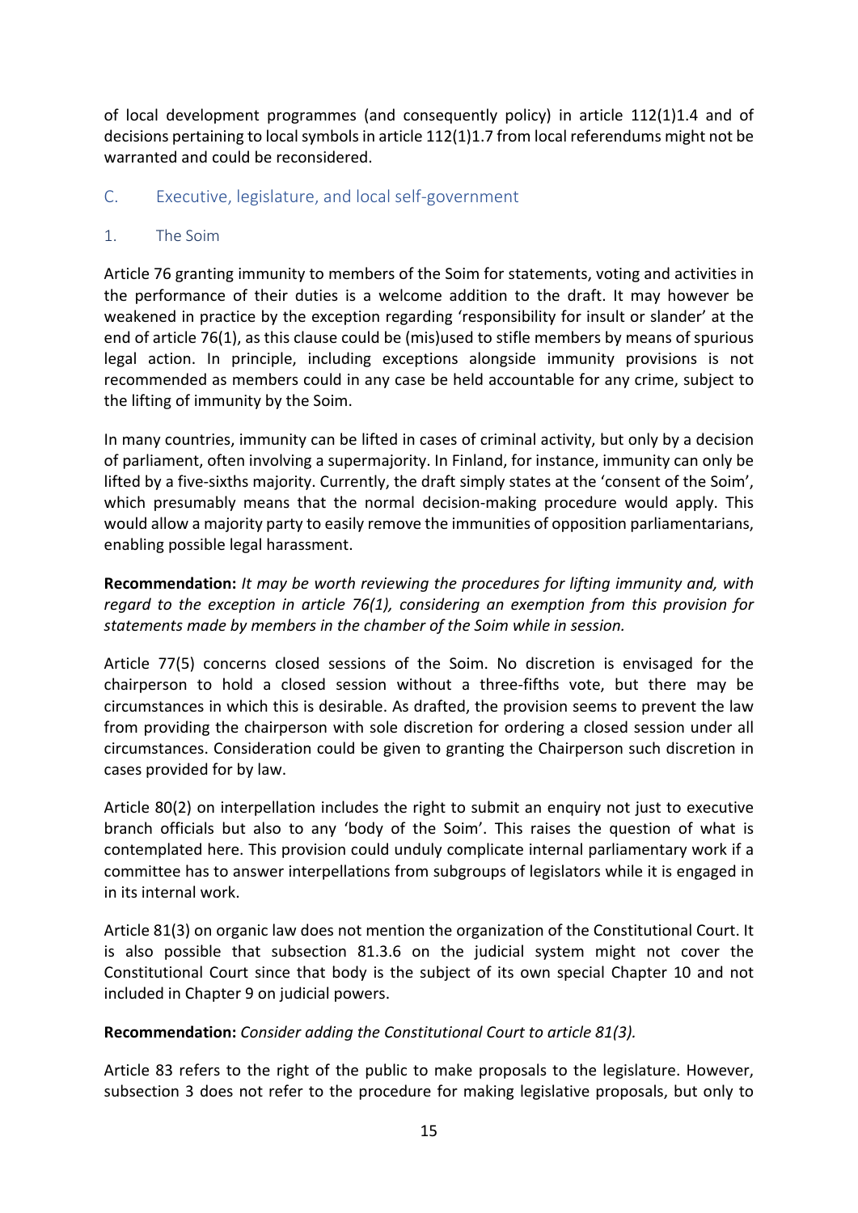of local development programmes (and consequently policy) in article 112(1)1.4 and of decisions pertaining to local symbols in article 112(1)1.7 from local referendums might not be warranted and could be reconsidered.

## C. Executive, legislature, and local self-government

### 1. The Soim

Article 76 granting immunity to members of the Soim for statements, voting and activities in the performance of their duties is a welcome addition to the draft. It may however be weakened in practice by the exception regarding 'responsibility for insult or slander' at the end of article 76(1), as this clause could be (mis)used to stifle members by means of spurious legal action. In principle, including exceptions alongside immunity provisions is not recommended as members could in any case be held accountable for any crime, subject to the lifting of immunity by the Soim.

In many countries, immunity can be lifted in cases of criminal activity, but only by a decision of parliament, often involving a supermajority. In Finland, for instance, immunity can only be lifted by a five-sixths majority. Currently, the draft simply states at the 'consent of the Soim', which presumably means that the normal decision-making procedure would apply. This would allow a majority party to easily remove the immunities of opposition parliamentarians, enabling possible legal harassment.

**Recommendation:** *It may be worth reviewing the procedures for lifting immunity and, with regard to the exception in article 76(1), considering an exemption from this provision for statements made by members in the chamber of the Soim while in session.*

Article 77(5) concerns closed sessions of the Soim. No discretion is envisaged for the chairperson to hold a closed session without a three-fifths vote, but there may be circumstances in which this is desirable. As drafted, the provision seems to prevent the law from providing the chairperson with sole discretion for ordering a closed session under all circumstances. Consideration could be given to granting the Chairperson such discretion in cases provided for by law.

Article 80(2) on interpellation includes the right to submit an enquiry not just to executive branch officials but also to any 'body of the Soim'. This raises the question of what is contemplated here. This provision could unduly complicate internal parliamentary work if a committee has to answer interpellations from subgroups of legislators while it is engaged in in its internal work.

Article 81(3) on organic law does not mention the organization of the Constitutional Court. It is also possible that subsection 81.3.6 on the judicial system might not cover the Constitutional Court since that body is the subject of its own special Chapter 10 and not included in Chapter 9 on judicial powers.

**Recommendation:** *Consider adding the Constitutional Court to article 81(3).*

Article 83 refers to the right of the public to make proposals to the legislature. However, subsection 3 does not refer to the procedure for making legislative proposals, but only to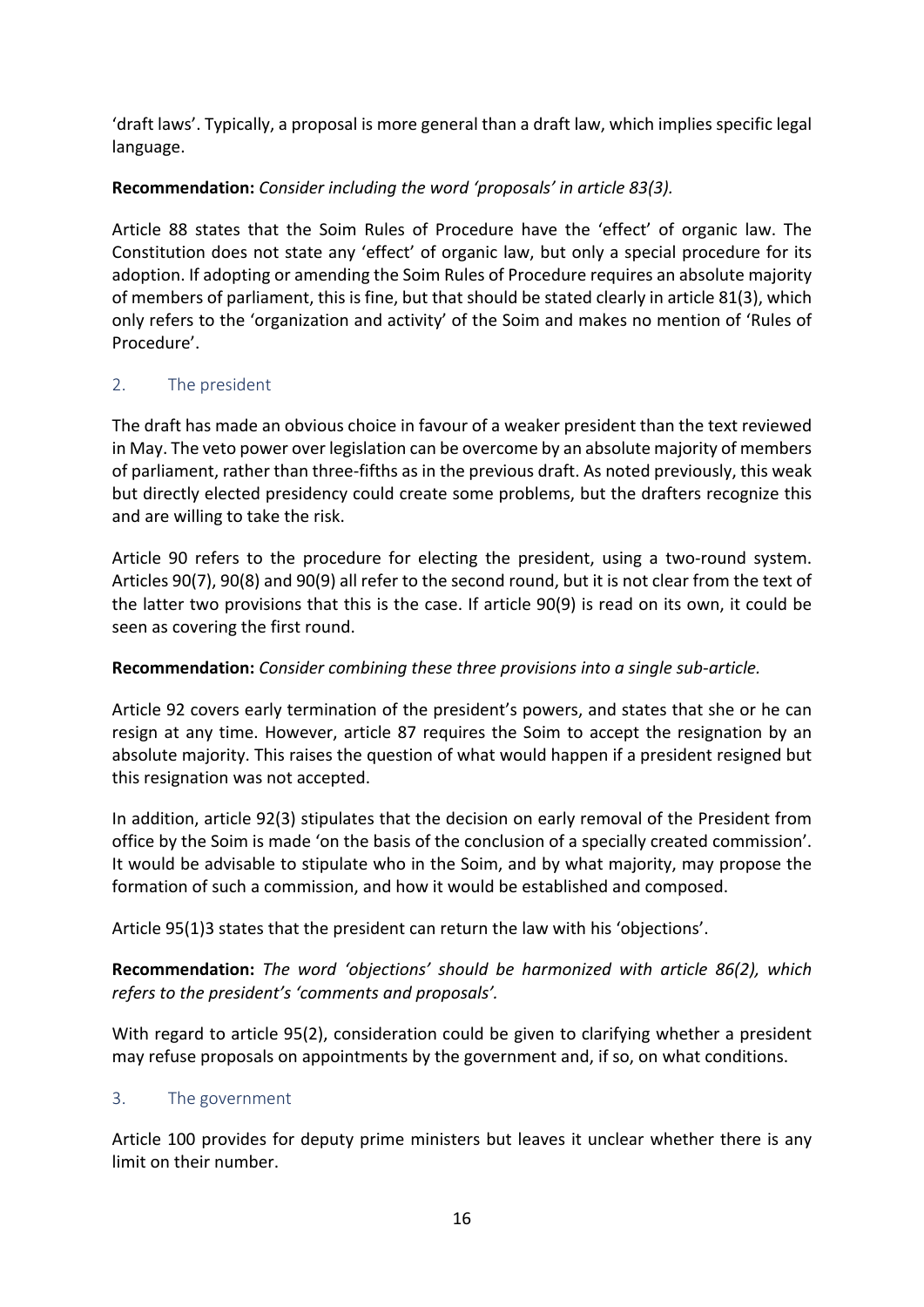'draft laws'. Typically, a proposal is more general than a draft law, which implies specific legal language.

**Recommendation:** *Consider including the word 'proposals' in article 83(3).*

Article 88 states that the Soim Rules of Procedure have the 'effect' of organic law. The Constitution does not state any 'effect' of organic law, but only a special procedure for its adoption. If adopting or amending the Soim Rules of Procedure requires an absolute majority of members of parliament, this is fine, but that should be stated clearly in article 81(3), which only refers to the 'organization and activity' of the Soim and makes no mention of 'Rules of Procedure'.

## 2. The president

The draft has made an obvious choice in favour of a weaker president than the text reviewed in May. The veto power over legislation can be overcome by an absolute majority of members of parliament, rather than three-fifths as in the previous draft. As noted previously, this weak but directly elected presidency could create some problems, but the drafters recognize this and are willing to take the risk.

Article 90 refers to the procedure for electing the president, using a two-round system. Articles 90(7), 90(8) and 90(9) all refer to the second round, but it is not clear from the text of the latter two provisions that this is the case. If article 90(9) is read on its own, it could be seen as covering the first round.

**Recommendation:** *Consider combining these three provisions into a single sub-article.*

Article 92 covers early termination of the president's powers, and states that she or he can resign at any time. However, article 87 requires the Soim to accept the resignation by an absolute majority. This raises the question of what would happen if a president resigned but this resignation was not accepted.

In addition, article 92(3) stipulates that the decision on early removal of the President from office by the Soim is made 'on the basis of the conclusion of a specially created commission'. It would be advisable to stipulate who in the Soim, and by what majority, may propose the formation of such a commission, and how it would be established and composed.

Article 95(1)3 states that the president can return the law with his 'objections'.

**Recommendation:** *The word 'objections' should be harmonized with article 86(2), which refers to the president's 'comments and proposals'.*

With regard to article 95(2), consideration could be given to clarifying whether a president may refuse proposals on appointments by the government and, if so, on what conditions.

## 3. The government

Article 100 provides for deputy prime ministers but leaves it unclear whether there is any limit on their number.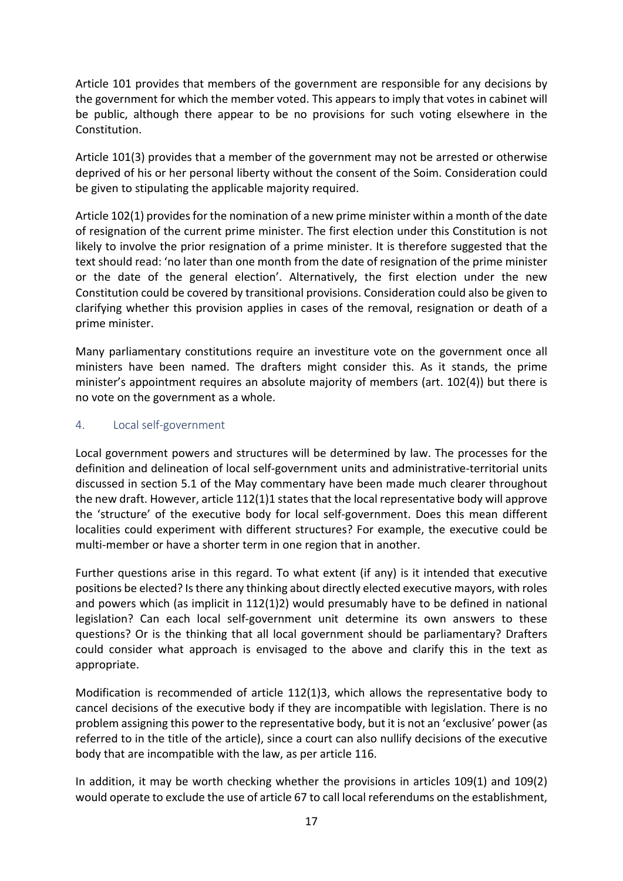Article 101 provides that members of the government are responsible for any decisions by the government for which the member voted. This appears to imply that votes in cabinet will be public, although there appear to be no provisions for such voting elsewhere in the Constitution.

Article 101(3) provides that a member of the government may not be arrested or otherwise deprived of his or her personal liberty without the consent of the Soim. Consideration could be given to stipulating the applicable majority required.

Article 102(1) provides for the nomination of a new prime minister within a month of the date of resignation of the current prime minister. The first election under this Constitution is not likely to involve the prior resignation of a prime minister. It is therefore suggested that the text should read: 'no later than one month from the date of resignation of the prime minister or the date of the general election'. Alternatively, the first election under the new Constitution could be covered by transitional provisions. Consideration could also be given to clarifying whether this provision applies in cases of the removal, resignation or death of a prime minister.

Many parliamentary constitutions require an investiture vote on the government once all ministers have been named. The drafters might consider this. As it stands, the prime minister's appointment requires an absolute majority of members (art. 102(4)) but there is no vote on the government as a whole.

## 4. Local self-government

Local government powers and structures will be determined by law. The processes for the definition and delineation of local self-government units and administrative-territorial units discussed in section 5.1 of the May commentary have been made much clearer throughout the new draft. However, article 112(1)1 states that the local representative body will approve the 'structure' of the executive body for local self-government. Does this mean different localities could experiment with different structures? For example, the executive could be multi-member or have a shorter term in one region that in another.

Further questions arise in this regard. To what extent (if any) is it intended that executive positions be elected? Is there any thinking about directly elected executive mayors, with roles and powers which (as implicit in 112(1)2) would presumably have to be defined in national legislation? Can each local self-government unit determine its own answers to these questions? Or is the thinking that all local government should be parliamentary? Drafters could consider what approach is envisaged to the above and clarify this in the text as appropriate.

Modification is recommended of article 112(1)3, which allows the representative body to cancel decisions of the executive body if they are incompatible with legislation. There is no problem assigning this power to the representative body, but it is not an 'exclusive' power (as referred to in the title of the article), since a court can also nullify decisions of the executive body that are incompatible with the law, as per article 116.

In addition, it may be worth checking whether the provisions in articles 109(1) and 109(2) would operate to exclude the use of article 67 to call local referendums on the establishment,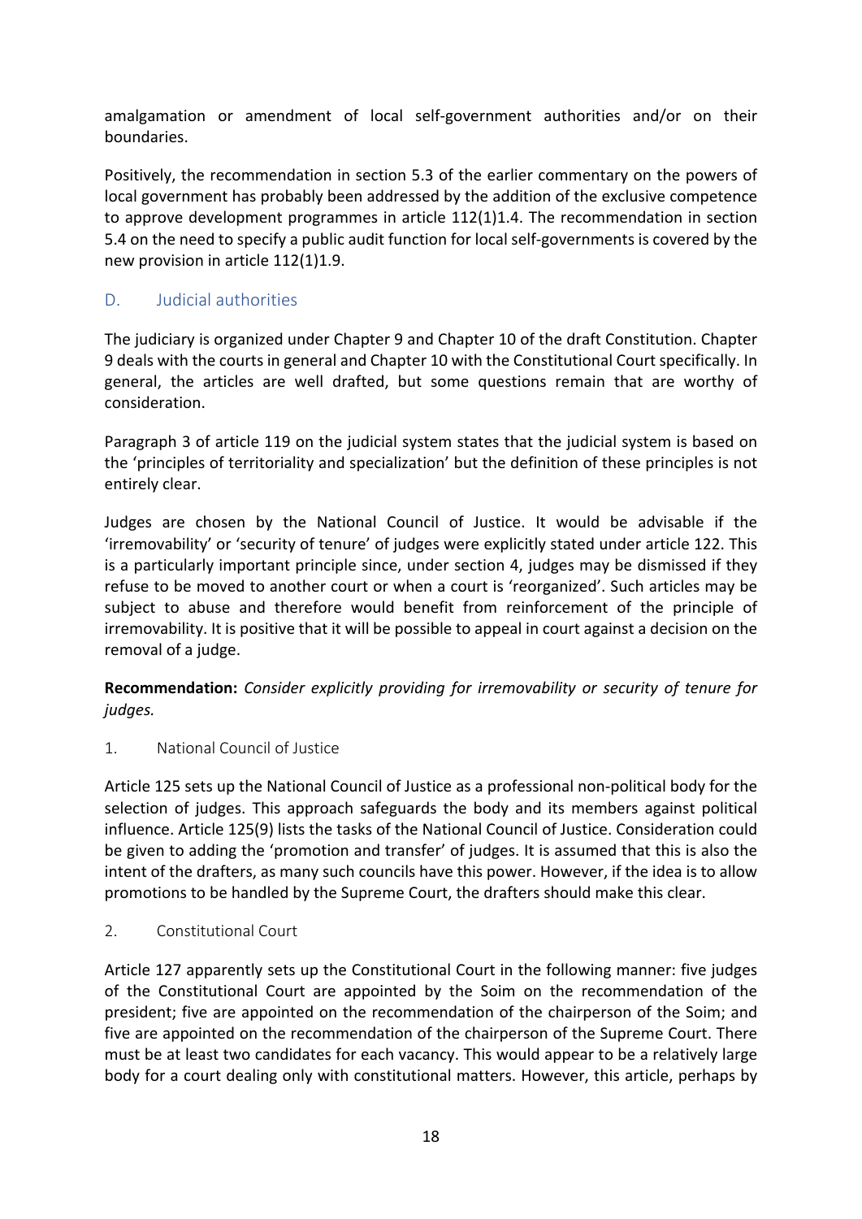amalgamation or amendment of local self-government authorities and/or on their boundaries.

Positively, the recommendation in section 5.3 of the earlier commentary on the powers of local government has probably been addressed by the addition of the exclusive competence to approve development programmes in article 112(1)1.4. The recommendation in section 5.4 on the need to specify a public audit function for local self-governments is covered by the new provision in article 112(1)1.9.

## D. Judicial authorities

The judiciary is organized under Chapter 9 and Chapter 10 of the draft Constitution. Chapter 9 deals with the courts in general and Chapter 10 with the Constitutional Court specifically. In general, the articles are well drafted, but some questions remain that are worthy of consideration.

Paragraph 3 of article 119 on the judicial system states that the judicial system is based on the 'principles of territoriality and specialization' but the definition of these principles is not entirely clear.

Judges are chosen by the National Council of Justice. It would be advisable if the 'irremovability' or 'security of tenure' of judges were explicitly stated under article 122. This is a particularly important principle since, under section 4, judges may be dismissed if they refuse to be moved to another court or when a court is 'reorganized'. Such articles may be subject to abuse and therefore would benefit from reinforcement of the principle of irremovability. It is positive that it will be possible to appeal in court against a decision on the removal of a judge.

**Recommendation:** *Consider explicitly providing for irremovability or security of tenure for judges.*

### 1. National Council of Justice

Article 125 sets up the National Council of Justice as a professional non-political body for the selection of judges. This approach safeguards the body and its members against political influence. Article 125(9) lists the tasks of the National Council of Justice. Consideration could be given to adding the 'promotion and transfer' of judges. It is assumed that this is also the intent of the drafters, as many such councils have this power. However, if the idea is to allow promotions to be handled by the Supreme Court, the drafters should make this clear.

### 2. Constitutional Court

Article 127 apparently sets up the Constitutional Court in the following manner: five judges of the Constitutional Court are appointed by the Soim on the recommendation of the president; five are appointed on the recommendation of the chairperson of the Soim; and five are appointed on the recommendation of the chairperson of the Supreme Court. There must be at least two candidates for each vacancy. This would appear to be a relatively large body for a court dealing only with constitutional matters. However, this article, perhaps by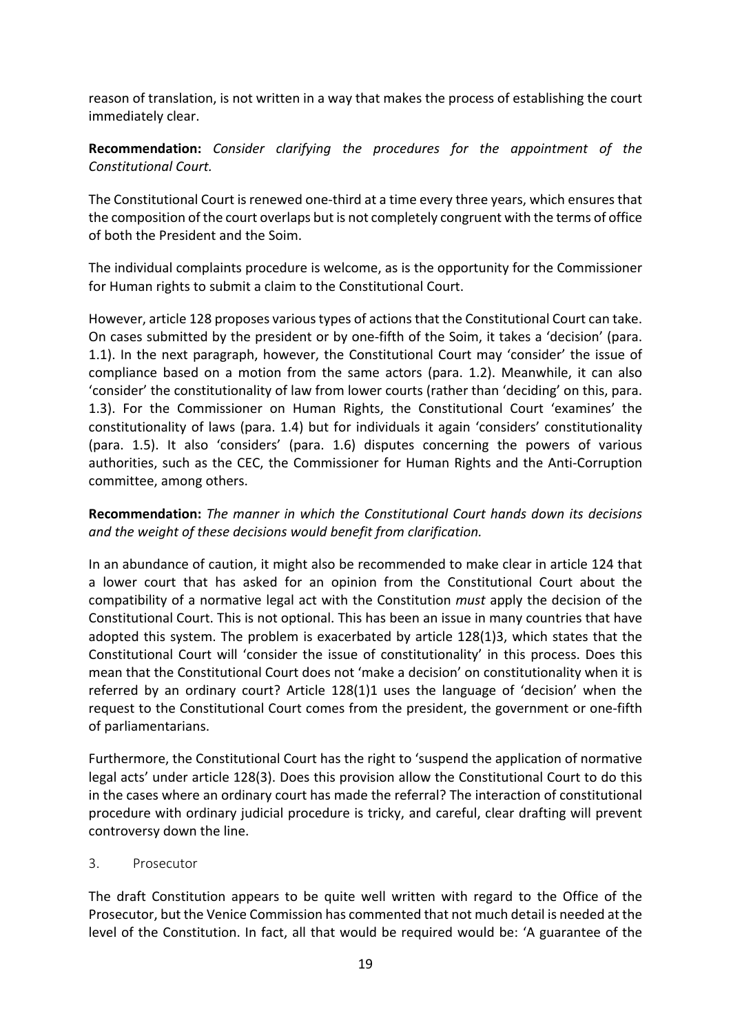reason of translation, is not written in a way that makes the process of establishing the court immediately clear.

**Recommendation:** *Consider clarifying the procedures for the appointment of the Constitutional Court.*

The Constitutional Court is renewed one-third at a time every three years, which ensures that the composition of the court overlaps but is not completely congruent with the terms of office of both the President and the Soim.

The individual complaints procedure is welcome, as is the opportunity for the Commissioner for Human rights to submit a claim to the Constitutional Court.

However, article 128 proposes various types of actions that the Constitutional Court can take. On cases submitted by the president or by one-fifth of the Soim, it takes a 'decision' (para. 1.1). In the next paragraph, however, the Constitutional Court may 'consider' the issue of compliance based on a motion from the same actors (para. 1.2). Meanwhile, it can also 'consider' the constitutionality of law from lower courts (rather than 'deciding' on this, para. 1.3). For the Commissioner on Human Rights, the Constitutional Court 'examines' the constitutionality of laws (para. 1.4) but for individuals it again 'considers' constitutionality (para. 1.5). It also 'considers' (para. 1.6) disputes concerning the powers of various authorities, such as the CEC, the Commissioner for Human Rights and the Anti-Corruption committee, among others.

**Recommendation:** *The manner in which the Constitutional Court hands down its decisions and the weight of these decisions would benefit from clarification.*

In an abundance of caution, it might also be recommended to make clear in article 124 that a lower court that has asked for an opinion from the Constitutional Court about the compatibility of a normative legal act with the Constitution *must* apply the decision of the Constitutional Court. This is not optional. This has been an issue in many countries that have adopted this system. The problem is exacerbated by article 128(1)3, which states that the Constitutional Court will 'consider the issue of constitutionality' in this process. Does this mean that the Constitutional Court does not 'make a decision' on constitutionality when it is referred by an ordinary court? Article 128(1)1 uses the language of 'decision' when the request to the Constitutional Court comes from the president, the government or one-fifth of parliamentarians.

Furthermore, the Constitutional Court has the right to 'suspend the application of normative legal acts' under article 128(3). Does this provision allow the Constitutional Court to do this in the cases where an ordinary court has made the referral? The interaction of constitutional procedure with ordinary judicial procedure is tricky, and careful, clear drafting will prevent controversy down the line.

### 3. Prosecutor

The draft Constitution appears to be quite well written with regard to the Office of the Prosecutor, but the Venice Commission has commented that not much detail is needed at the level of the Constitution. In fact, all that would be required would be: 'A guarantee of the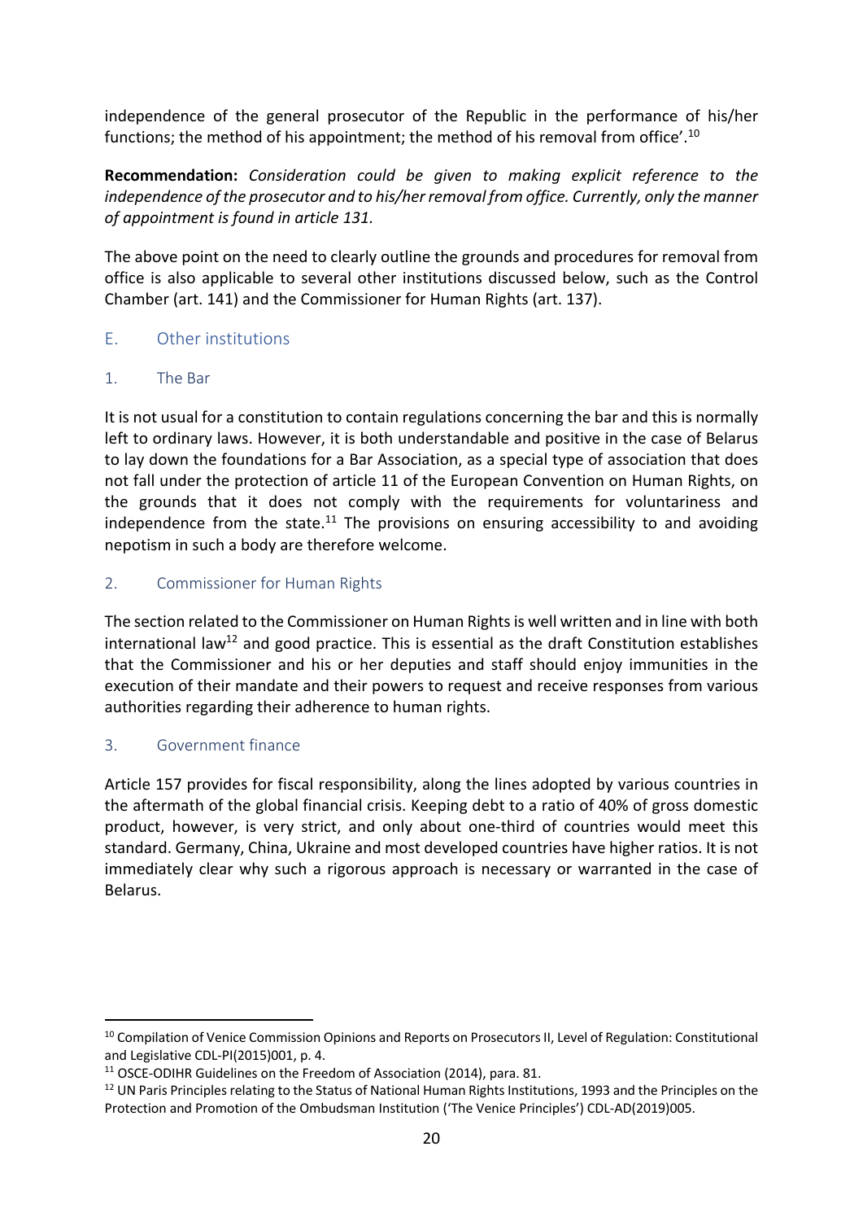independence of the general prosecutor of the Republic in the performance of his/her functions; the method of his appointment; the method of his removal from office'.[10]

**Recommendation:** *Consideration could be given to making explicit reference to the independence of the prosecutor and to his/her removal from office. Currently, only the manner of appointment is found in article 131.*

The above point on the need to clearly outline the grounds and procedures for removal from office is also applicable to several other institutions discussed below, such as the Control Chamber (art. 141) and the Commissioner for Human Rights (art. 137).

## E. Other institutions

### 1. The Bar

It is not usual for a constitution to contain regulations concerning the bar and this is normally left to ordinary laws. However, it is both understandable and positive in the case of Belarus to lay down the foundations for a Bar Association, as a special type of association that does not fall under the protection of article 11 of the European Convention on Human Rights, on the grounds that it does not comply with the requirements for voluntariness and independence from the state.[11] The provisions on ensuring accessibility to and avoiding nepotism in such a body are therefore welcome.

### 2. Commissioner for Human Rights

The section related to the Commissioner on Human Rights is well written and in line with both international law[12] and good practice. This is essential as the draft Constitution establishes that the Commissioner and his or her deputies and staff should enjoy immunities in the execution of their mandate and their powers to request and receive responses from various authorities regarding their adherence to human rights.

### 3. Government finance

Article 157 provides for fiscal responsibility, along the lines adopted by various countries in the aftermath of the global financial crisis. Keeping debt to a ratio of 40% of gross domestic product, however, is very strict, and only about one-third of countries would meet this standard. Germany, China, Ukraine and most developed countries have higher ratios. It is not immediately clear why such a rigorous approach is necessary or warranted in the case of Belarus.

---

[10] Compilation of Venice Commission Opinions and Reports on Prosecutors II, Level of Regulation: Constitutional and Legislative CDL-PI(2015)001, p. 4.

[11] OSCE-ODIHR Guidelines on the Freedom of Association (2014), para. 81.

[12] UN Paris Principles relating to the Status of National Human Rights Institutions, 1993 and the Principles on the Protection and Promotion of the Ombudsman Institution ('The Venice Principles') CDL-AD(2019)005.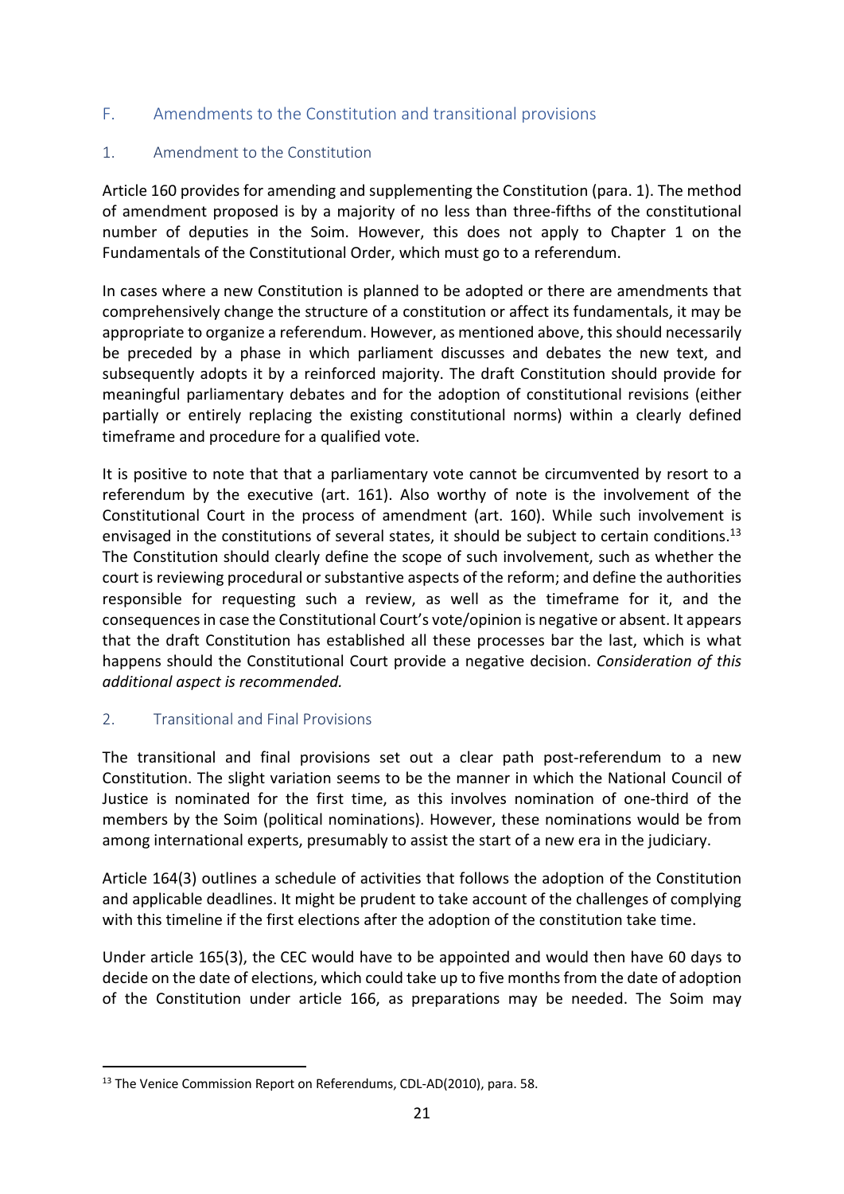## F. Amendments to the Constitution and transitional provisions

### 1. Amendment to the Constitution

Article 160 provides for amending and supplementing the Constitution (para. 1). The method of amendment proposed is by a majority of no less than three-fifths of the constitutional number of deputies in the Soim. However, this does not apply to Chapter 1 on the Fundamentals of the Constitutional Order, which must go to a referendum.

In cases where a new Constitution is planned to be adopted or there are amendments that comprehensively change the structure of a constitution or affect its fundamentals, it may be appropriate to organize a referendum. However, as mentioned above, this should necessarily be preceded by a phase in which parliament discusses and debates the new text, and subsequently adopts it by a reinforced majority. The draft Constitution should provide for meaningful parliamentary debates and for the adoption of constitutional revisions (either partially or entirely replacing the existing constitutional norms) within a clearly defined timeframe and procedure for a qualified vote.

It is positive to note that that a parliamentary vote cannot be circumvented by resort to a referendum by the executive (art. 161). Also worthy of note is the involvement of the Constitutional Court in the process of amendment (art. 160). While such involvement is envisaged in the constitutions of several states, it should be subject to certain conditions.[13] The Constitution should clearly define the scope of such involvement, such as whether the court is reviewing procedural or substantive aspects of the reform; and define the authorities responsible for requesting such a review, as well as the timeframe for it, and the consequences in case the Constitutional Court's vote/opinion is negative or absent. It appears that the draft Constitution has established all these processes bar the last, which is what happens should the Constitutional Court provide a negative decision. *Consideration of this additional aspect is recommended.*

### 2. Transitional and Final Provisions

The transitional and final provisions set out a clear path post-referendum to a new Constitution. The slight variation seems to be the manner in which the National Council of Justice is nominated for the first time, as this involves nomination of one-third of the members by the Soim (political nominations). However, these nominations would be from among international experts, presumably to assist the start of a new era in the judiciary.

Article 164(3) outlines a schedule of activities that follows the adoption of the Constitution and applicable deadlines. It might be prudent to take account of the challenges of complying with this timeline if the first elections after the adoption of the constitution take time.

Under article 165(3), the CEC would have to be appointed and would then have 60 days to decide on the date of elections, which could take up to five months from the date of adoption of the Constitution under article 166, as preparations may be needed. The Soim may

---

[13] The Venice Commission Report on Referendums, CDL-AD(2010), para. 58.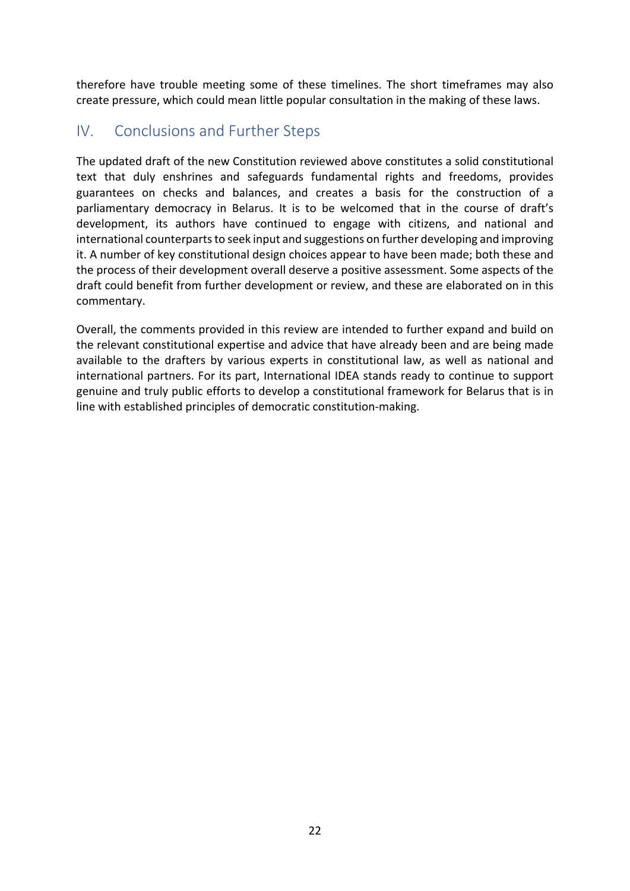therefore have trouble meeting some of these timelines. The short timeframes may also create pressure, which could mean little popular consultation in the making of these laws.

## IV. Conclusions and Further Steps

The updated draft of the new Constitution reviewed above constitutes a solid constitutional text that duly enshrines and safeguards fundamental rights and freedoms, provides guarantees on checks and balances, and creates a basis for the construction of a parliamentary democracy in Belarus. It is to be welcomed that in the course of draft's development, its authors have continued to engage with citizens, and national and international counterparts to seek input and suggestions on further developing and improving it. A number of key constitutional design choices appear to have been made; both these and the process of their development overall deserve a positive assessment. Some aspects of the draft could benefit from further development or review, and these are elaborated on in this commentary.

Overall, the comments provided in this review are intended to further expand and build on the relevant constitutional expertise and advice that have already been and are being made available to the drafters by various experts in constitutional law, as well as national and international partners. For its part, International IDEA stands ready to continue to support genuine and truly public efforts to develop a constitutional framework for Belarus that is in line with established principles of democratic constitution-making.